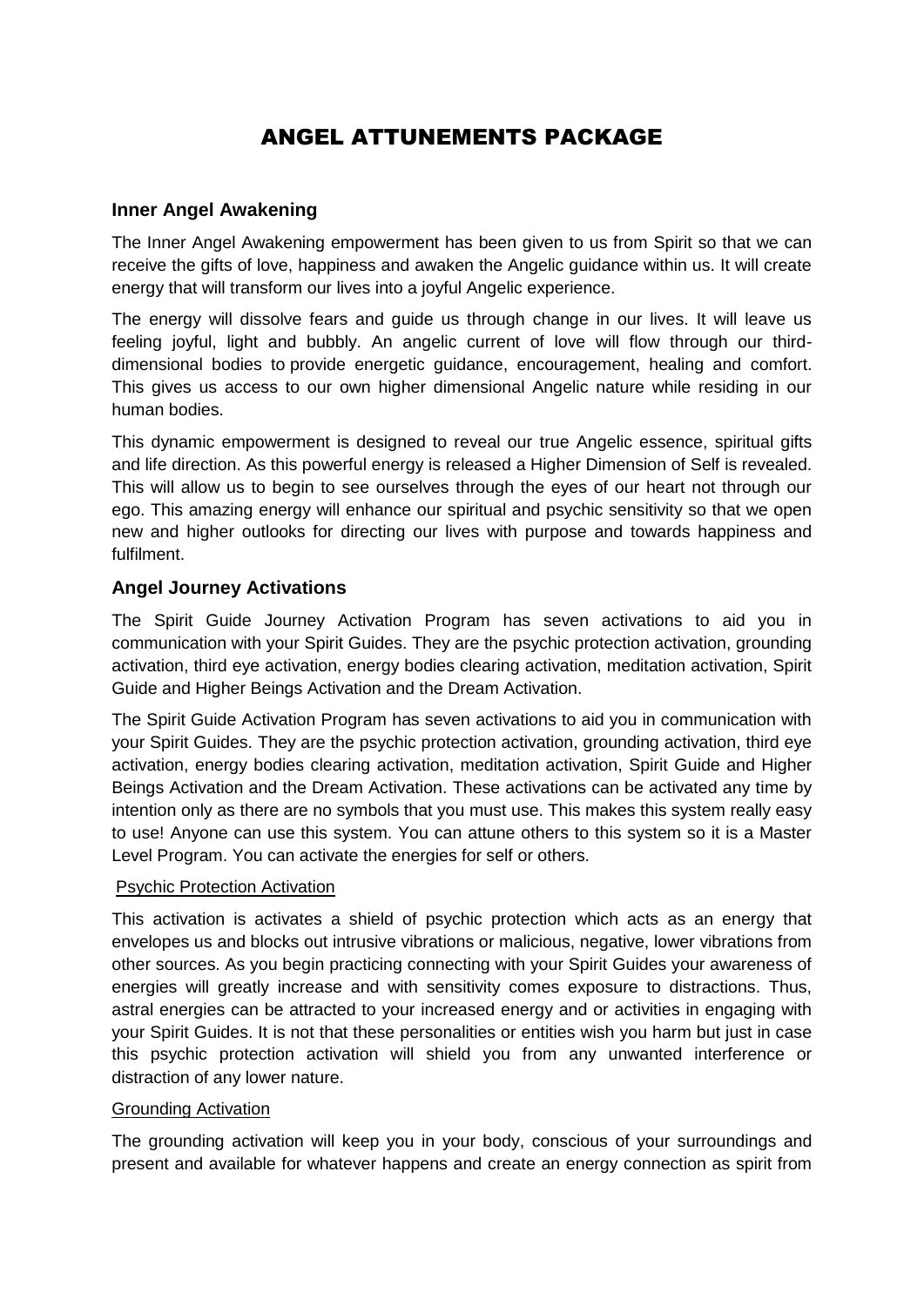# ANGEL ATTUNEMENTS PACKAGE

## Inner Angel Awakening

The Inner Angel Awakening empowerment has been given to us from Spirit so that we can receive the gifts of love, happiness and awaken the Angelic guidance within us. It will create energy that will transform our lives into a joyful Angelic experience.

The energy will dissolve fears and guide us through change in our lives. It will leave us feeling joyful, light and bubbly. An angelic current of love will flow through our third-dimensional bodies to provide energetic guidance, encouragement, healing and comfort. This gives us access to our own higher dimensional Angelic nature while residing in our human bodies.

This dynamic empowerment is designed to reveal our true Angelic essence, spiritual gifts and life direction. As this powerful energy is released a Higher Dimension of Self is revealed. This will allow us to begin to see ourselves through the eyes of our heart not through our ego. This amazing energy will enhance our spiritual and psychic sensitivity so that we open new and higher outlooks for directing our lives with purpose and towards happiness and fulfilment.

## Angel Journey Activations

The Spirit Guide Journey Activation Program has seven activations to aid you in communication with your Spirit Guides. They are the psychic protection activation, grounding activation, third eye activation, energy bodies clearing activation, meditation activation, Spirit Guide and Higher Beings Activation and the Dream Activation.

The Spirit Guide Activation Program has seven activations to aid you in communication with your Spirit Guides. They are the psychic protection activation, grounding activation, third eye activation, energy bodies clearing activation, meditation activation, Spirit Guide and Higher Beings Activation and the Dream Activation. These activations can be activated any time by intention only as there are no symbols that you must use. This makes this system really easy to use! Anyone can use this system. You can attune others to this system so it is a Master Level Program. You can activate the energies for self or others.

<u>Psychic Protection Activation</u>

This activation is activates a shield of psychic protection which acts as an energy that envelopes us and blocks out intrusive vibrations or malicious, negative, lower vibrations from other sources. As you begin practicing connecting with your Spirit Guides your awareness of energies will greatly increase and with sensitivity comes exposure to distractions. Thus, astral energies can be attracted to your increased energy and or activities in engaging with your Spirit Guides. It is not that these personalities or entities wish you harm but just in case this psychic protection activation will shield you from any unwanted interference or distraction of any lower nature.

<u>Grounding Activation</u>

The grounding activation will keep you in your body, conscious of your surroundings and present and available for whatever happens and create an energy connection as spirit from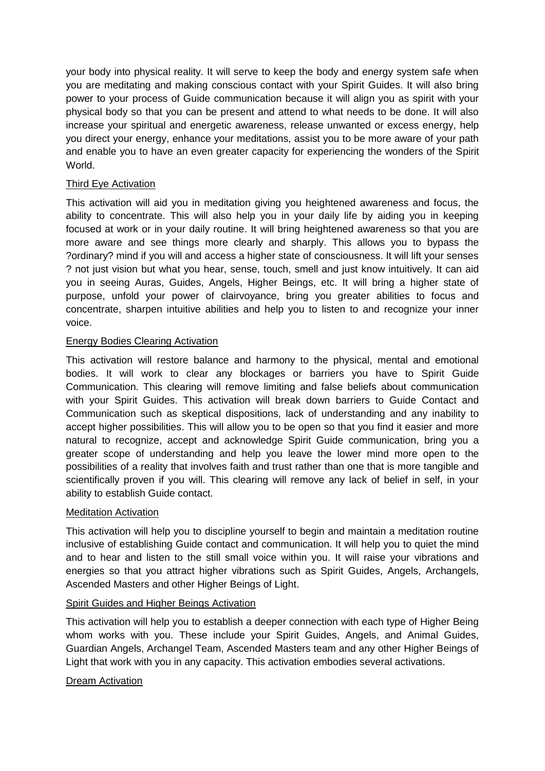your body into physical reality. It will serve to keep the body and energy system safe when you are meditating and making conscious contact with your Spirit Guides. It will also bring power to your process of Guide communication because it will align you as spirit with your physical body so that you can be present and attend to what needs to be done. It will also increase your spiritual and energetic awareness, release unwanted or excess energy, help you direct your energy, enhance your meditations, assist you to be more aware of your path and enable you to have an even greater capacity for experiencing the wonders of the Spirit World.

<u>Third Eye Activation</u>

This activation will aid you in meditation giving you heightened awareness and focus, the ability to concentrate. This will also help you in your daily life by aiding you in keeping focused at work or in your daily routine. It will bring heightened awareness so that you are more aware and see things more clearly and sharply. This allows you to bypass the ?ordinary? mind if you will and access a higher state of consciousness. It will lift your senses ? not just vision but what you hear, sense, touch, smell and just know intuitively. It can aid you in seeing Auras, Guides, Angels, Higher Beings, etc. It will bring a higher state of purpose, unfold your power of clairvoyance, bring you greater abilities to focus and concentrate, sharpen intuitive abilities and help you to listen to and recognize your inner voice.

<u>Energy Bodies Clearing Activation</u>

This activation will restore balance and harmony to the physical, mental and emotional bodies. It will work to clear any blockages or barriers you have to Spirit Guide Communication. This clearing will remove limiting and false beliefs about communication with your Spirit Guides. This activation will break down barriers to Guide Contact and Communication such as skeptical dispositions, lack of understanding and any inability to accept higher possibilities. This will allow you to be open so that you find it easier and more natural to recognize, accept and acknowledge Spirit Guide communication, bring you a greater scope of understanding and help you leave the lower mind more open to the possibilities of a reality that involves faith and trust rather than one that is more tangible and scientifically proven if you will. This clearing will remove any lack of belief in self, in your ability to establish Guide contact.

<u>Meditation Activation</u>

This activation will help you to discipline yourself to begin and maintain a meditation routine inclusive of establishing Guide contact and communication. It will help you to quiet the mind and to hear and listen to the still small voice within you. It will raise your vibrations and energies so that you attract higher vibrations such as Spirit Guides, Angels, Archangels, Ascended Masters and other Higher Beings of Light.

<u>Spirit Guides and Higher Beings Activation</u>

This activation will help you to establish a deeper connection with each type of Higher Being whom works with you. These include your Spirit Guides, Angels, and Animal Guides, Guardian Angels, Archangel Team, Ascended Masters team and any other Higher Beings of Light that work with you in any capacity. This activation embodies several activations.

<u>Dream Activation</u>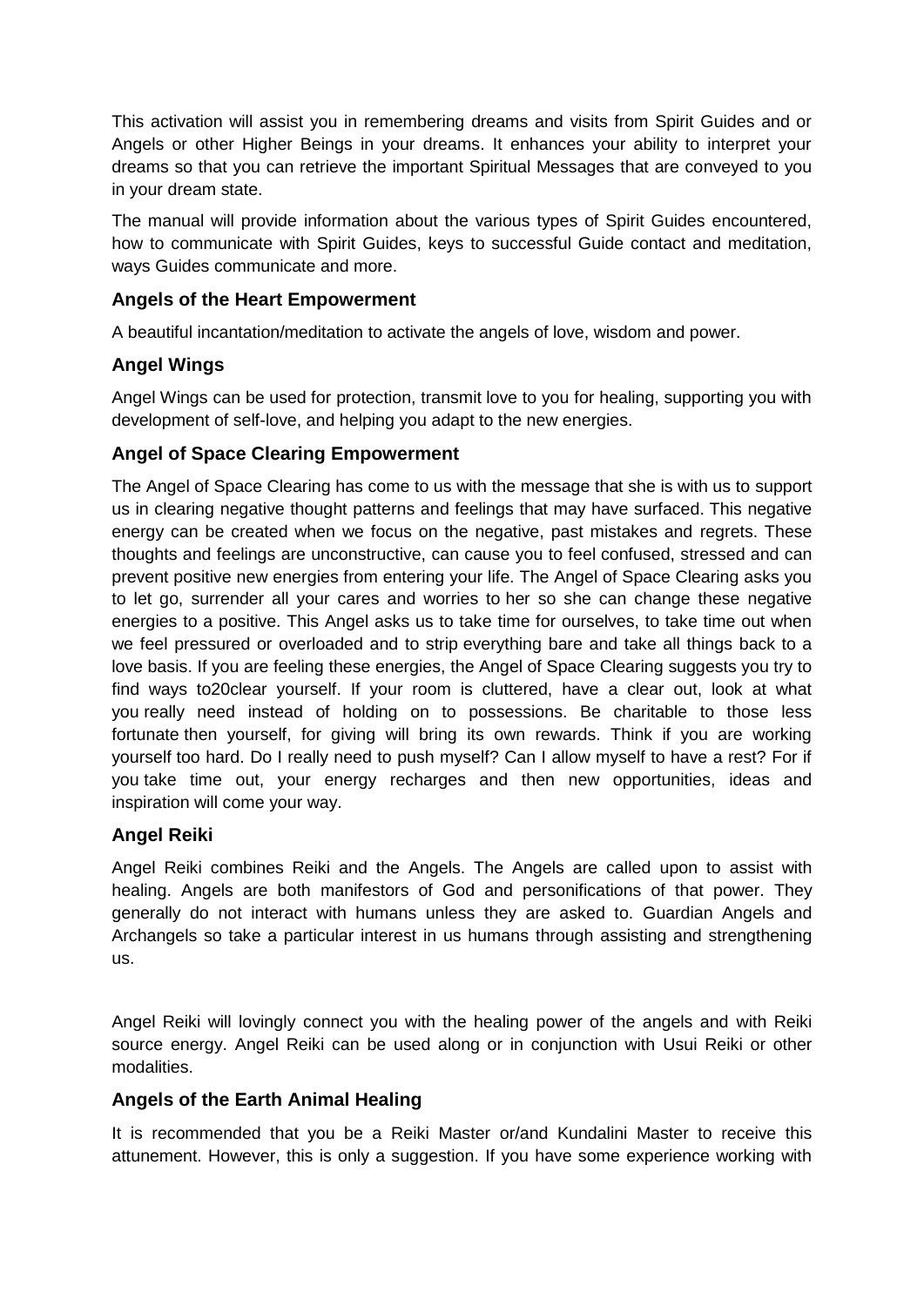This activation will assist you in remembering dreams and visits from Spirit Guides and or Angels or other Higher Beings in your dreams. It enhances your ability to interpret your dreams so that you can retrieve the important Spiritual Messages that are conveyed to you in your dream state.

The manual will provide information about the various types of Spirit Guides encountered, how to communicate with Spirit Guides, keys to successful Guide contact and meditation, ways Guides communicate and more.

### Angels of the Heart Empowerment

A beautiful incantation/meditation to activate the angels of love, wisdom and power.

### Angel Wings

Angel Wings can be used for protection, transmit love to you for healing, supporting you with development of self-love, and helping you adapt to the new energies.

### Angel of Space Clearing Empowerment

The Angel of Space Clearing has come to us with the message that she is with us to support us in clearing negative thought patterns and feelings that may have surfaced. This negative energy can be created when we focus on the negative, past mistakes and regrets. These thoughts and feelings are unconstructive, can cause you to feel confused, stressed and can prevent positive new energies from entering your life. The Angel of Space Clearing asks you to let go, surrender all your cares and worries to her so she can change these negative energies to a positive. This Angel asks us to take time for ourselves, to take time out when we feel pressured or overloaded and to strip everything bare and take all things back to a love basis. If you are feeling these energies, the Angel of Space Clearing suggests you try to find ways to20clear yourself. If your room is cluttered, have a clear out, look at what you really need instead of holding on to possessions. Be charitable to those less fortunate then yourself, for giving will bring its own rewards. Think if you are working yourself too hard. Do I really need to push myself? Can I allow myself to have a rest? For if you take time out, your energy recharges and then new opportunities, ideas and inspiration will come your way.

### Angel Reiki

Angel Reiki combines Reiki and the Angels. The Angels are called upon to assist with healing. Angels are both manifestors of God and personifications of that power. They generally do not interact with humans unless they are asked to. Guardian Angels and Archangels so take a particular interest in us humans through assisting and strengthening us.

Angel Reiki will lovingly connect you with the healing power of the angels and with Reiki source energy. Angel Reiki can be used along or in conjunction with Usui Reiki or other modalities.

### Angels of the Earth Animal Healing

It is recommended that you be a Reiki Master or/and Kundalini Master to receive this attunement. However, this is only a suggestion. If you have some experience working with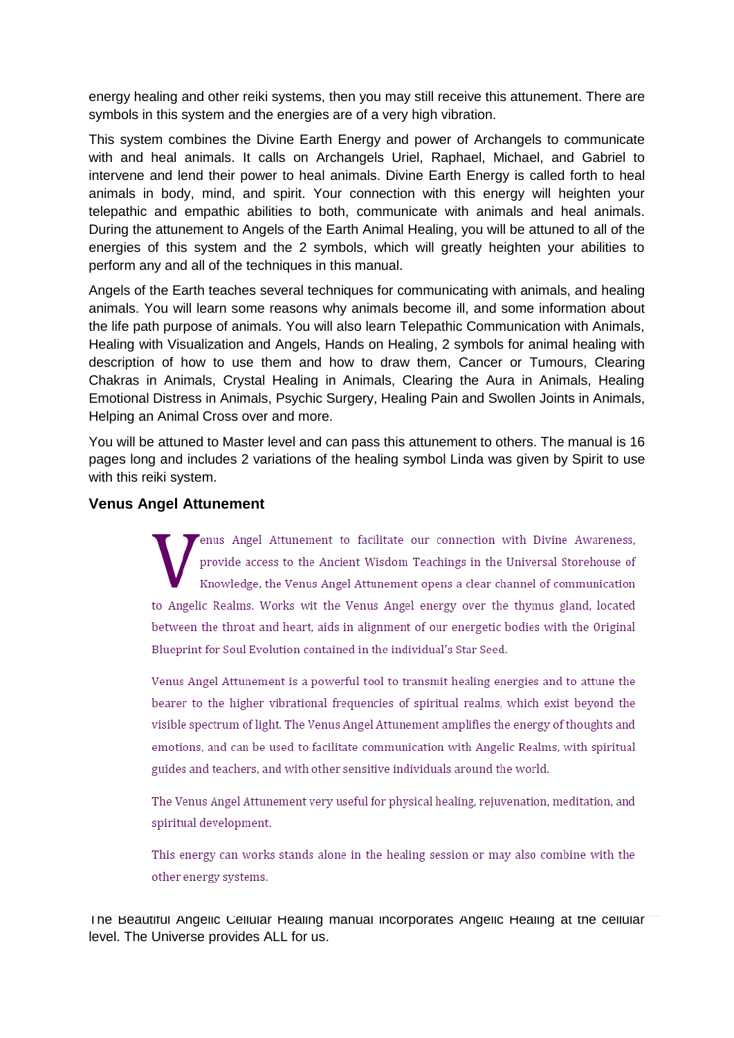energy healing and other reiki systems, then you may still receive this attunement. There are symbols in this system and the energies are of a very high vibration.

This system combines the Divine Earth Energy and power of Archangels to communicate with and heal animals. It calls on Archangels Uriel, Raphael, Michael, and Gabriel to intervene and lend their power to heal animals. Divine Earth Energy is called forth to heal animals in body, mind, and spirit. Your connection with this energy will heighten your telepathic and empathic abilities to both, communicate with animals and heal animals. During the attunement to Angels of the Earth Animal Healing, you will be attuned to all of the energies of this system and the 2 symbols, which will greatly heighten your abilities to perform any and all of the techniques in this manual.

Angels of the Earth teaches several techniques for communicating with animals, and healing animals. You will learn some reasons why animals become ill, and some information about the life path purpose of animals. You will also learn Telepathic Communication with Animals, Healing with Visualization and Angels, Hands on Healing, 2 symbols for animal healing with description of how to use them and how to draw them, Cancer or Tumours, Clearing Chakras in Animals, Crystal Healing in Animals, Clearing the Aura in Animals, Healing Emotional Distress in Animals, Psychic Surgery, Healing Pain and Swollen Joints in Animals, Helping an Animal Cross over and more.

You will be attuned to Master level and can pass this attunement to others. The manual is 16 pages long and includes 2 variations of the healing symbol Linda was given by Spirit to use with this reiki system.

### Venus Angel Attunement

Venus Angel Attunement to facilitate our connection with Divine Awareness, provide access to the Ancient Wisdom Teachings in the Universal Storehouse of Knowledge, the Venus Angel Attunement opens a clear channel of communication to Angelic Realms. Works wit the Venus Angel energy over the thymus gland, located between the throat and heart, aids in alignment of our energetic bodies with the Original Blueprint for Soul Evolution contained in the individual's Star Seed.

Venus Angel Attunement is a powerful tool to transmit healing energies and to attune the bearer to the higher vibrational frequencies of spiritual realms, which exist beyond the visible spectrum of light. The Venus Angel Attunement amplifies the energy of thoughts and emotions, and can be used to facilitate communication with Angelic Realms, with spiritual guides and teachers, and with other sensitive individuals around the world.

The Venus Angel Attunement very useful for physical healing, rejuvenation, meditation, and spiritual development.

This energy can works stands alone in the healing session or may also combine with the other energy systems.

The Beautiful Angelic Cellular Healing manual incorporates Angelic Healing at the cellular level. The Universe provides ALL for us.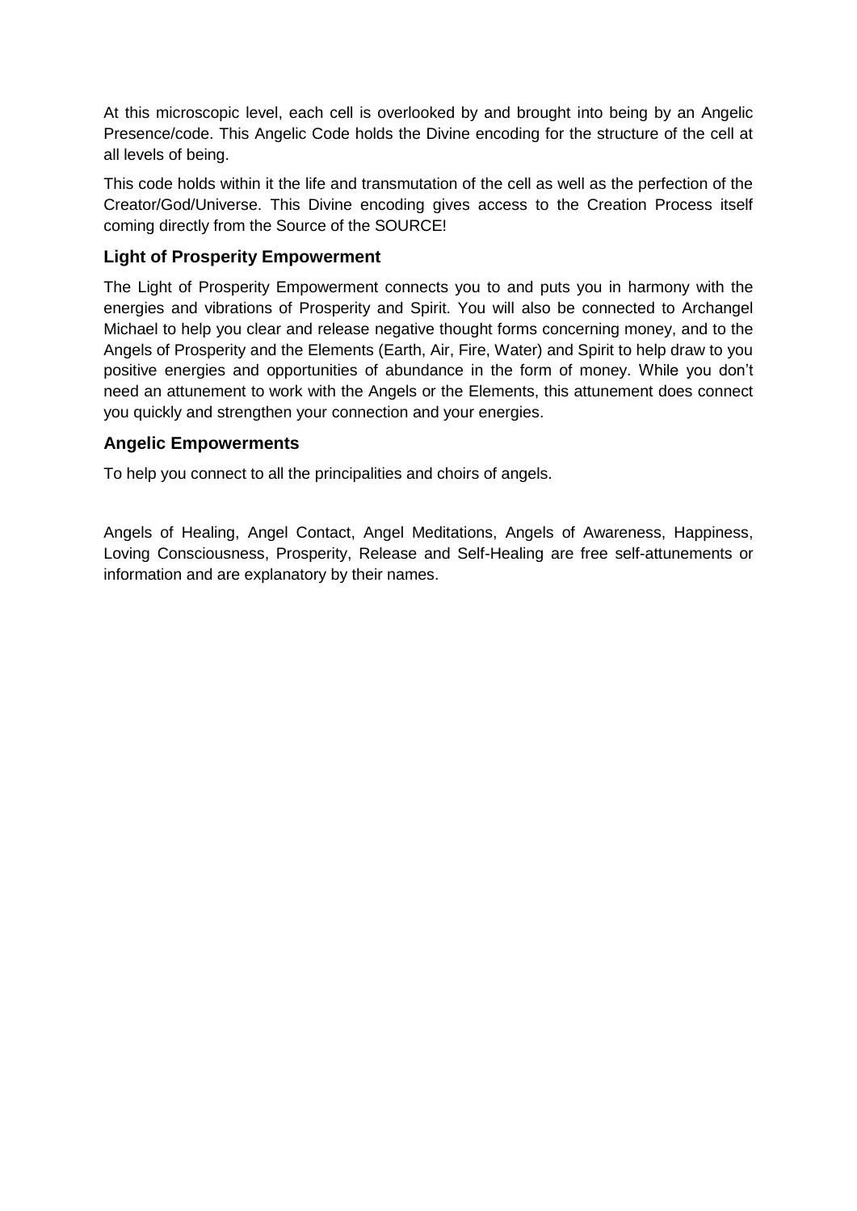At this microscopic level, each cell is overlooked by and brought into being by an Angelic Presence/code. This Angelic Code holds the Divine encoding for the structure of the cell at all levels of being.

This code holds within it the life and transmutation of the cell as well as the perfection of the Creator/God/Universe. This Divine encoding gives access to the Creation Process itself coming directly from the Source of the SOURCE!

### Light of Prosperity Empowerment

The Light of Prosperity Empowerment connects you to and puts you in harmony with the energies and vibrations of Prosperity and Spirit. You will also be connected to Archangel Michael to help you clear and release negative thought forms concerning money, and to the Angels of Prosperity and the Elements (Earth, Air, Fire, Water) and Spirit to help draw to you positive energies and opportunities of abundance in the form of money. While you don't need an attunement to work with the Angels or the Elements, this attunement does connect you quickly and strengthen your connection and your energies.

### Angelic Empowerments

To help you connect to all the principalities and choirs of angels.

Angels of Healing, Angel Contact, Angel Meditations, Angels of Awareness, Happiness, Loving Consciousness, Prosperity, Release and Self-Healing are free self-attunements or information and are explanatory by their names.